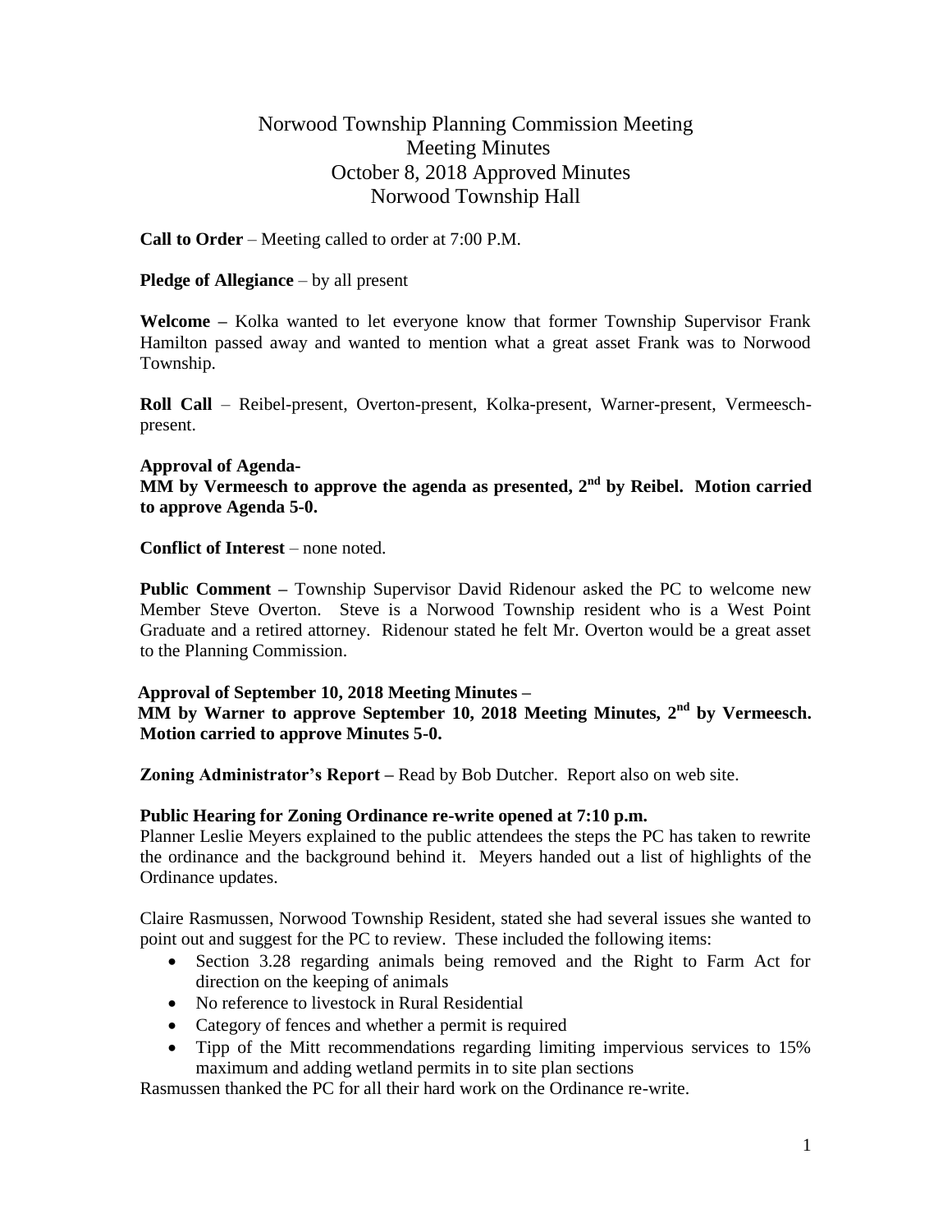# Norwood Township Planning Commission Meeting
## Meeting Minutes
## October 8, 2018 Approved Minutes
## Norwood Township Hall

**Call to Order** – Meeting called to order at 7:00 P.M.

**Pledge of Allegiance** – by all present

**Welcome –** Kolka wanted to let everyone know that former Township Supervisor Frank Hamilton passed away and wanted to mention what a great asset Frank was to Norwood Township.

**Roll Call** – Reibel-present, Overton-present, Kolka-present, Warner-present, Vermeesch-present.

**Approval of Agenda-**
**MM by Vermeesch to approve the agenda as presented, 2nd by Reibel. Motion carried to approve Agenda 5-0.**

**Conflict of Interest** – none noted.

**Public Comment –** Township Supervisor David Ridenour asked the PC to welcome new Member Steve Overton. Steve is a Norwood Township resident who is a West Point Graduate and a retired attorney. Ridenour stated he felt Mr. Overton would be a great asset to the Planning Commission.

**Approval of September 10, 2018 Meeting Minutes –**
**MM by Warner to approve September 10, 2018 Meeting Minutes, 2nd by Vermeesch. Motion carried to approve Minutes 5-0.**

**Zoning Administrator's Report –** Read by Bob Dutcher. Report also on web site.

**Public Hearing for Zoning Ordinance re-write opened at 7:10 p.m.**
Planner Leslie Meyers explained to the public attendees the steps the PC has taken to rewrite the ordinance and the background behind it. Meyers handed out a list of highlights of the Ordinance updates.

Claire Rasmussen, Norwood Township Resident, stated she had several issues she wanted to point out and suggest for the PC to review. These included the following items:

- Section 3.28 regarding animals being removed and the Right to Farm Act for direction on the keeping of animals
- No reference to livestock in Rural Residential
- Category of fences and whether a permit is required
- Tipp of the Mitt recommendations regarding limiting impervious services to 15% maximum and adding wetland permits in to site plan sections

Rasmussen thanked the PC for all their hard work on the Ordinance re-write.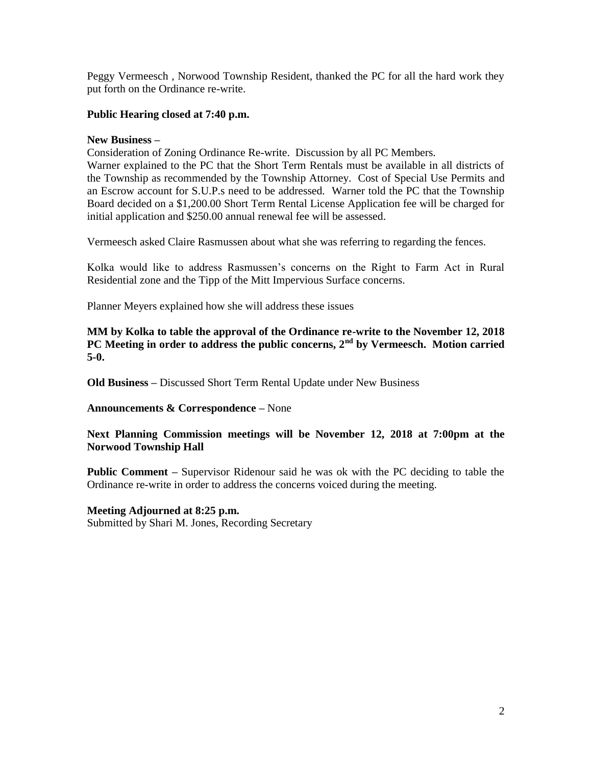Peggy Vermeesch , Norwood Township Resident, thanked the PC for all the hard work they put forth on the Ordinance re-write.

**Public Hearing closed at 7:40 p.m.**

**New Business –**

Consideration of Zoning Ordinance Re-write. Discussion by all PC Members.

Warner explained to the PC that the Short Term Rentals must be available in all districts of the Township as recommended by the Township Attorney. Cost of Special Use Permits and an Escrow account for S.U.P.s need to be addressed. Warner told the PC that the Township Board decided on a $1,200.00 Short Term Rental License Application fee will be charged for initial application and $250.00 annual renewal fee will be assessed.

Vermeesch asked Claire Rasmussen about what she was referring to regarding the fences.

Kolka would like to address Rasmussen's concerns on the Right to Farm Act in Rural Residential zone and the Tipp of the Mitt Impervious Surface concerns.

Planner Meyers explained how she will address these issues

**MM by Kolka to table the approval of the Ordinance re-write to the November 12, 2018 PC Meeting in order to address the public concerns, 2nd by Vermeesch. Motion carried 5-0.**

**Old Business –** Discussed Short Term Rental Update under New Business

**Announcements & Correspondence –** None

**Next Planning Commission meetings will be November 12, 2018 at 7:00pm at the Norwood Township Hall**

**Public Comment –** Supervisor Ridenour said he was ok with the PC deciding to table the Ordinance re-write in order to address the concerns voiced during the meeting.

**Meeting Adjourned at 8:25 p.m.**

Submitted by Shari M. Jones, Recording Secretary